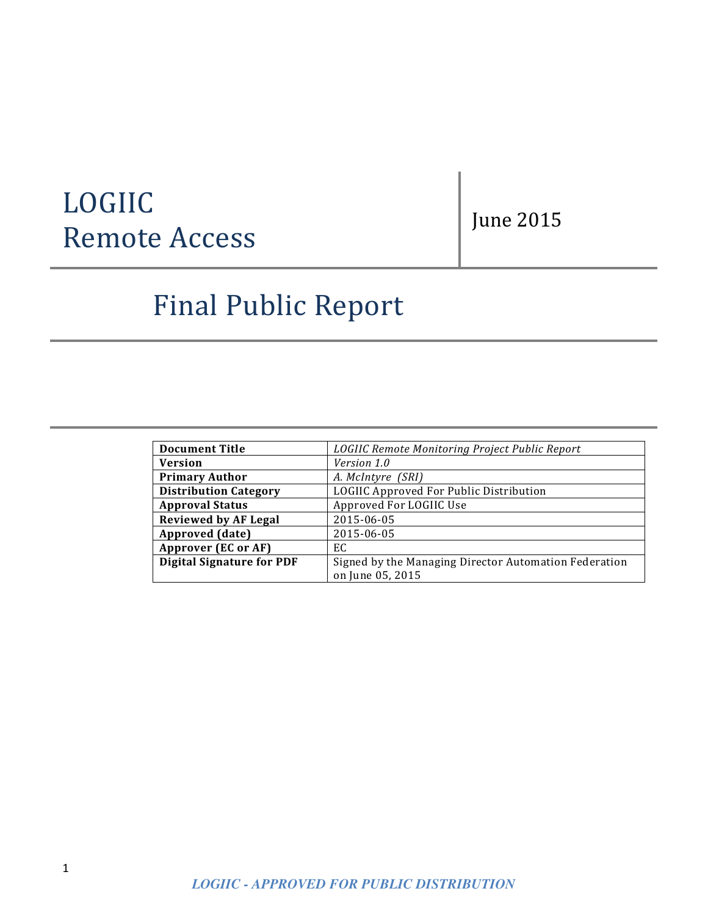# LOGIIC Remote Access

June 2015

# Final Public Report

| Document Title | *LOGIIC Remote Monitoring Project Public Report* |
|---|---|
| Version | *Version 1.0* |
| Primary Author | *A. McIntyre (SRI)* |
| Distribution Category | LOGIIC Approved For Public Distribution |
| Approval Status | Approved For LOGIIC Use |
| Reviewed by AF Legal | 2015-06-05 |
| Approved (date) | 2015-06-05 |
| Approver (EC or AF) | EC |
| Digital Signature for PDF | Signed by the Managing Director Automation Federation on June 05, 2015 |

*LOGIIC - APPROVED FOR PUBLIC DISTRIBUTION*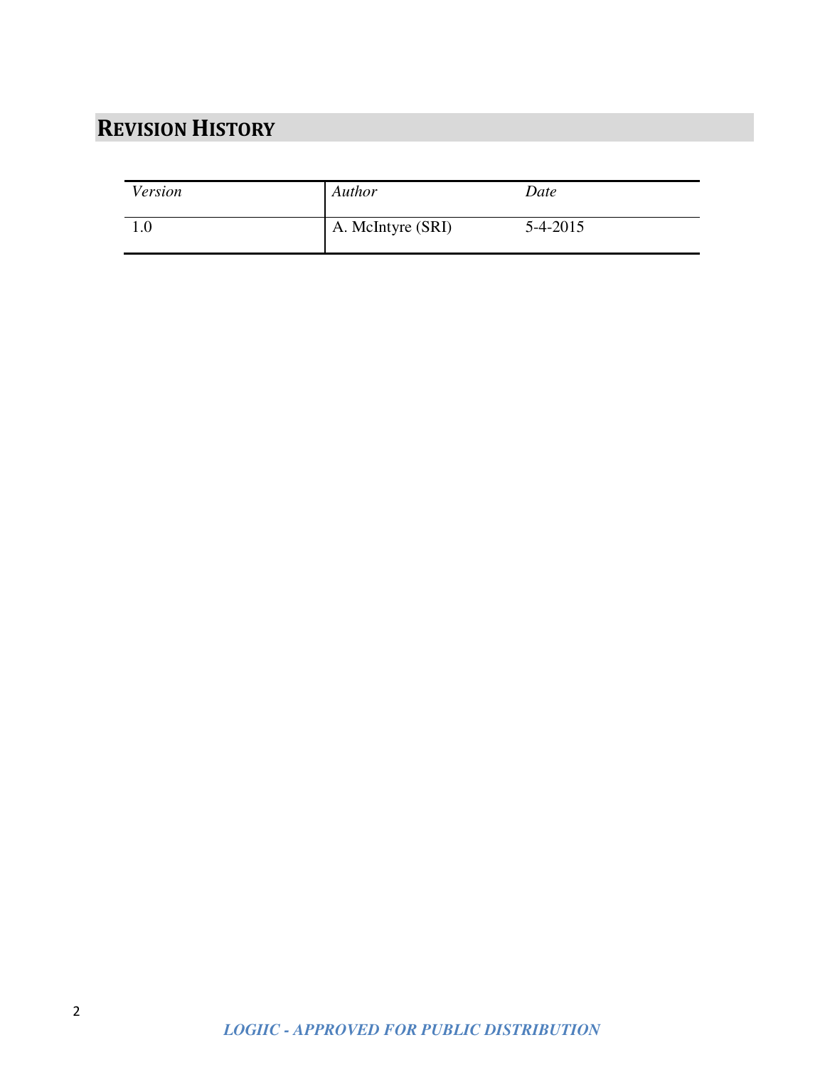# REVISION HISTORY

| *Version* | *Author* | *Date* |
|---|---|---|
| 1.0 | A. McIntyre (SRI) | 5-4-2015 |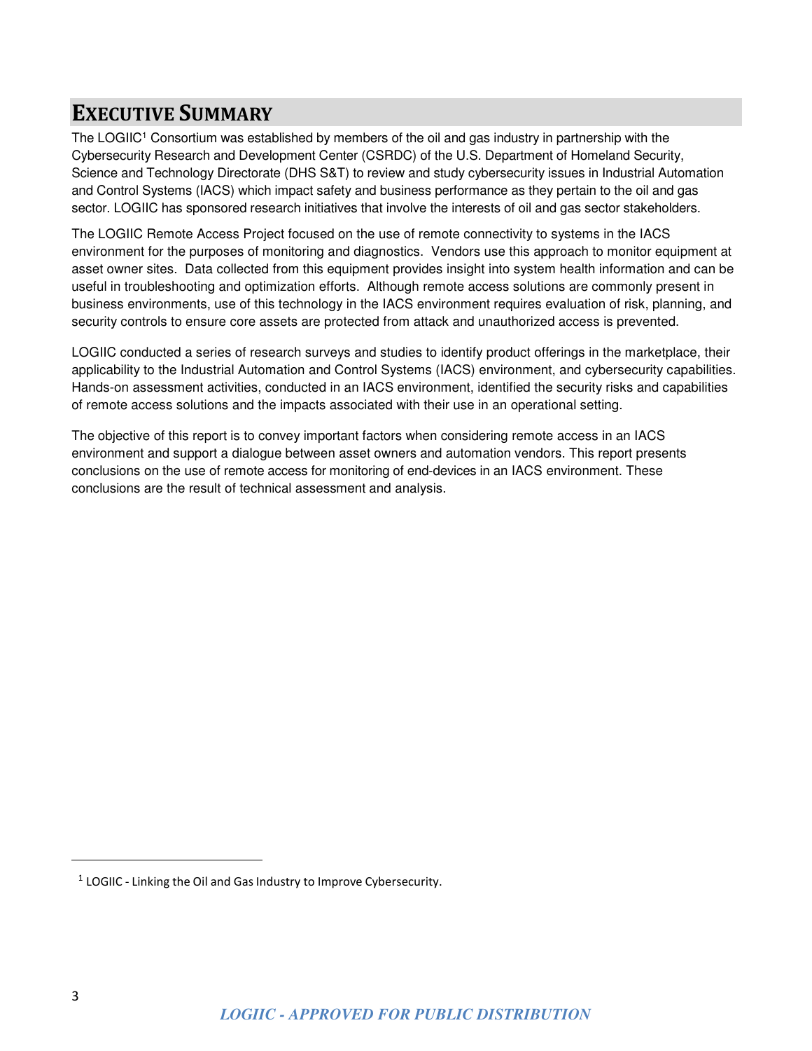# EXECUTIVE SUMMARY

The LOGIIC[1] Consortium was established by members of the oil and gas industry in partnership with the Cybersecurity Research and Development Center (CSRDC) of the U.S. Department of Homeland Security, Science and Technology Directorate (DHS S&T) to review and study cybersecurity issues in Industrial Automation and Control Systems (IACS) which impact safety and business performance as they pertain to the oil and gas sector. LOGIIC has sponsored research initiatives that involve the interests of oil and gas sector stakeholders.

The LOGIIC Remote Access Project focused on the use of remote connectivity to systems in the IACS environment for the purposes of monitoring and diagnostics. Vendors use this approach to monitor equipment at asset owner sites. Data collected from this equipment provides insight into system health information and can be useful in troubleshooting and optimization efforts. Although remote access solutions are commonly present in business environments, use of this technology in the IACS environment requires evaluation of risk, planning, and security controls to ensure core assets are protected from attack and unauthorized access is prevented.

LOGIIC conducted a series of research surveys and studies to identify product offerings in the marketplace, their applicability to the Industrial Automation and Control Systems (IACS) environment, and cybersecurity capabilities. Hands-on assessment activities, conducted in an IACS environment, identified the security risks and capabilities of remote access solutions and the impacts associated with their use in an operational setting.

The objective of this report is to convey important factors when considering remote access in an IACS environment and support a dialogue between asset owners and automation vendors. This report presents conclusions on the use of remote access for monitoring of end-devices in an IACS environment. These conclusions are the result of technical assessment and analysis.

---

[1] LOGIIC - Linking the Oil and Gas Industry to Improve Cybersecurity.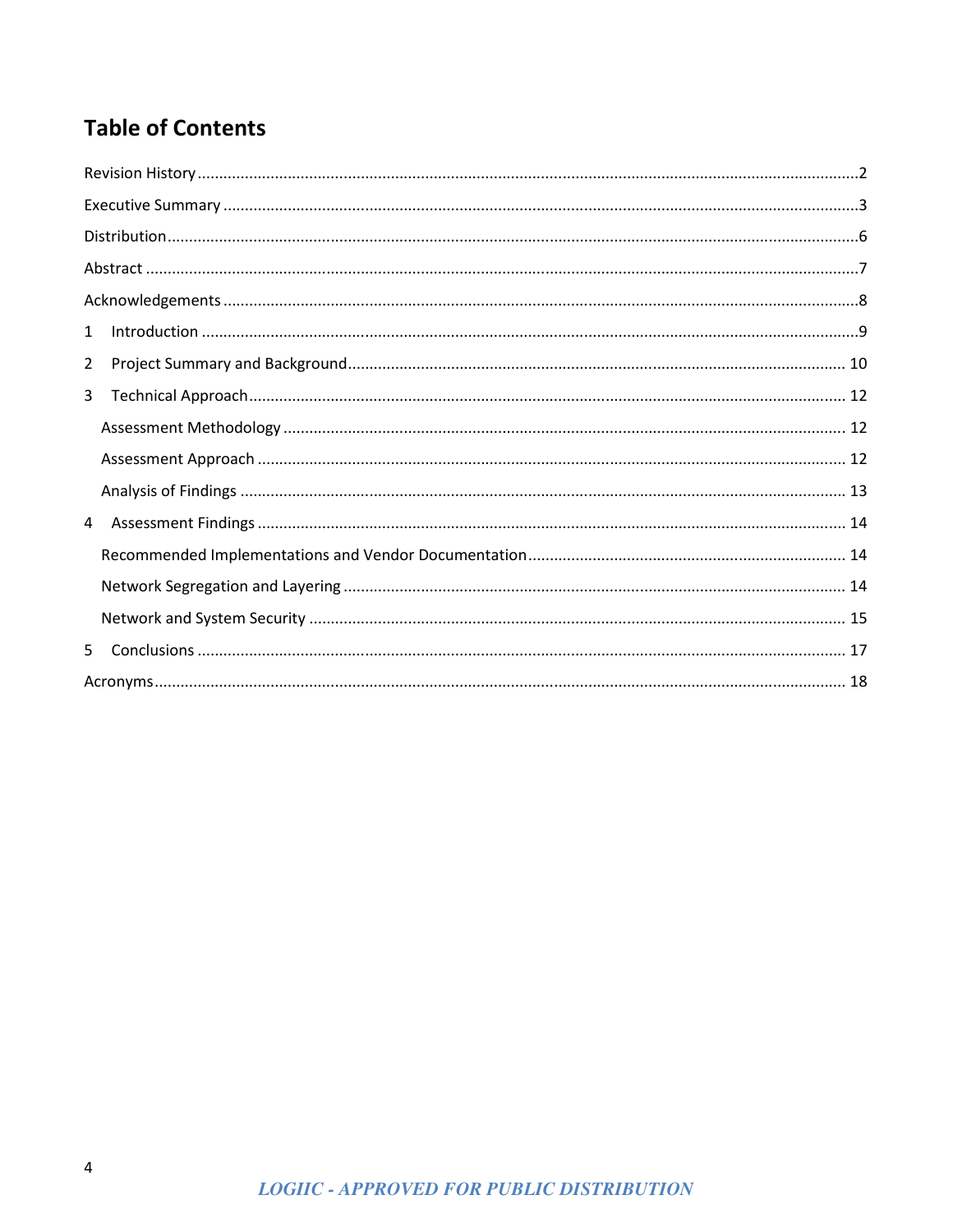# Table of Contents

Revision History ........................................................................................................................................2

Executive Summary ....................................................................................................................................3

Distribution ................................................................................................................................................6

Abstract ......................................................................................................................................................7

Acknowledgements ....................................................................................................................................8

1 Introduction ...........................................................................................................................................9

2 Project Summary and Background ...................................................................................................... 10

3 Technical Approach .............................................................................................................................. 12

- Assessment Methodology ................................................................................................................. 12
- Assessment Approach ....................................................................................................................... 12
- Analysis of Findings ........................................................................................................................... 13

4 Assessment Findings ............................................................................................................................. 14

- Recommended Implementations and Vendor Documentation ......................................................... 14
- Network Segregation and Layering ................................................................................................... 14
- Network and System Security ........................................................................................................... 15

5 Conclusions ........................................................................................................................................... 17

Acronyms ................................................................................................................................................. 18

*LOGIIC - APPROVED FOR PUBLIC DISTRIBUTION*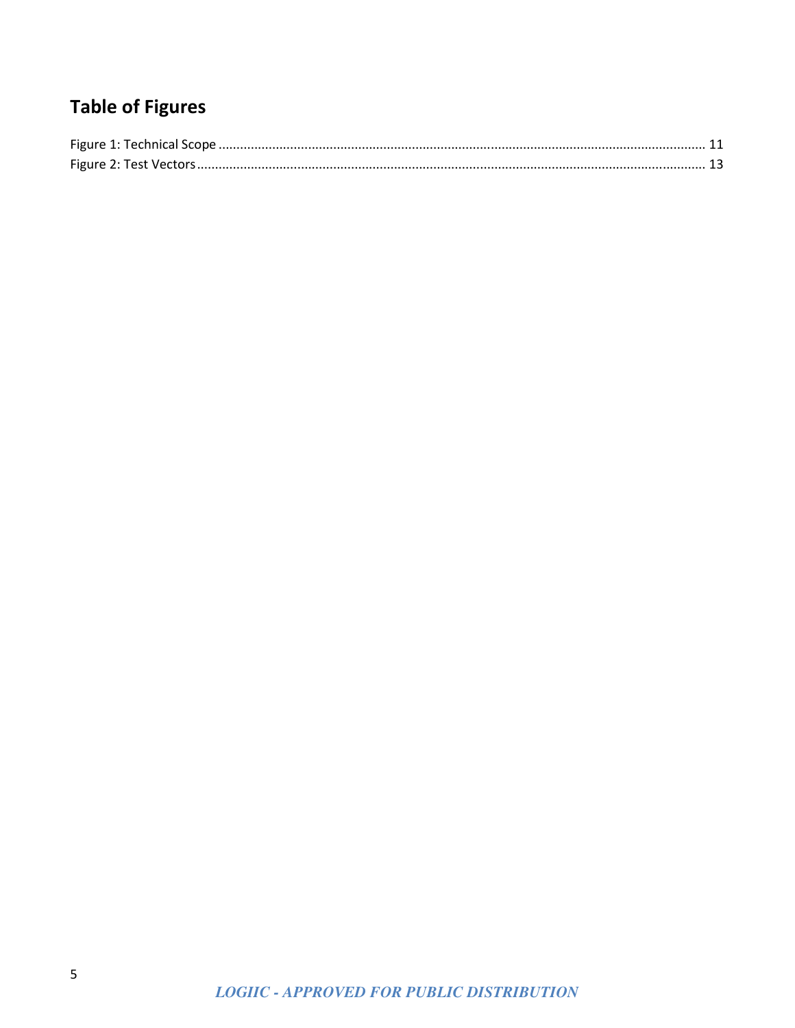## Table of Figures

Figure 1: Technical Scope ........................................................................................................................................ 11
Figure 2: Test Vectors ............................................................................................................................................ 13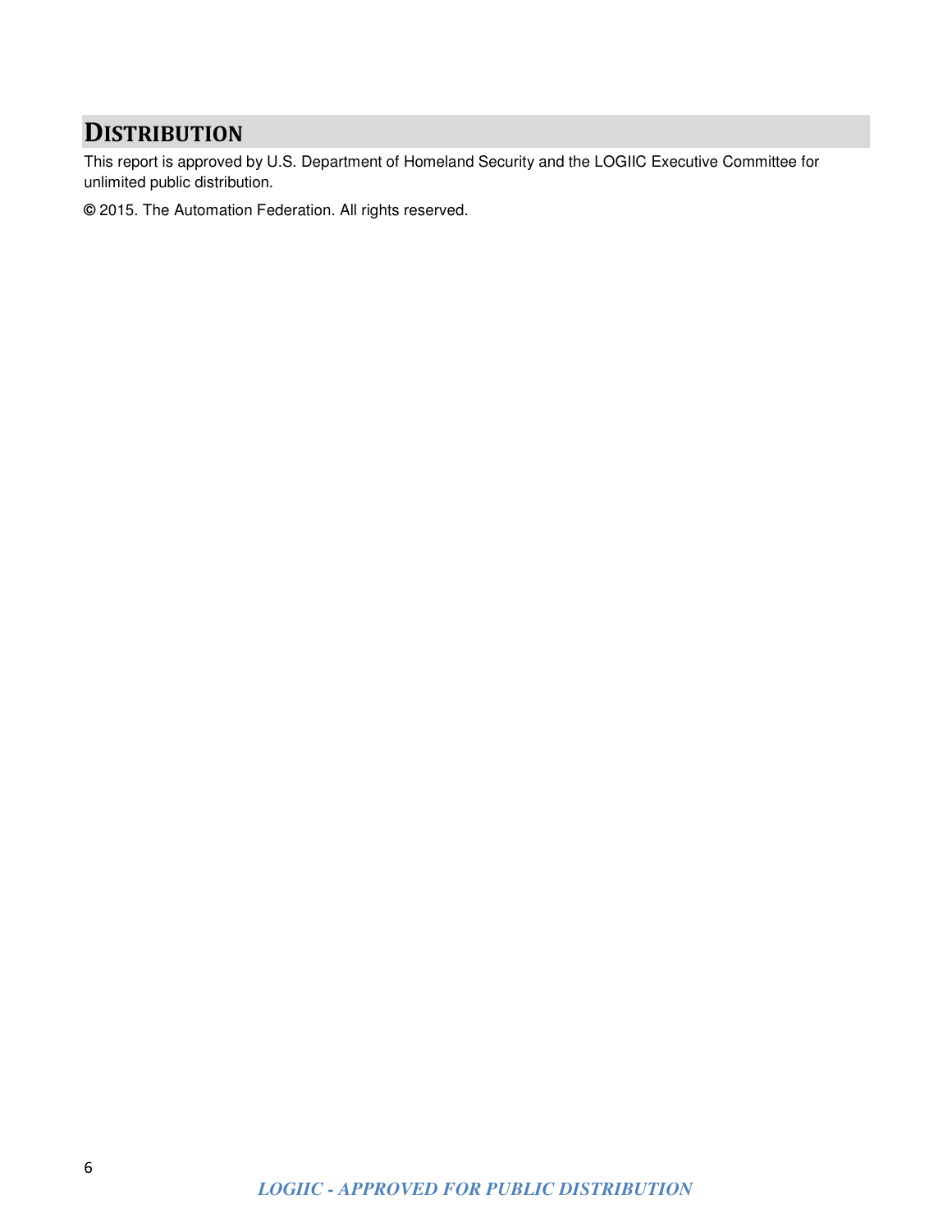# DISTRIBUTION

This report is approved by U.S. Department of Homeland Security and the LOGIIC Executive Committee for unlimited public distribution.

© 2015. The Automation Federation. All rights reserved.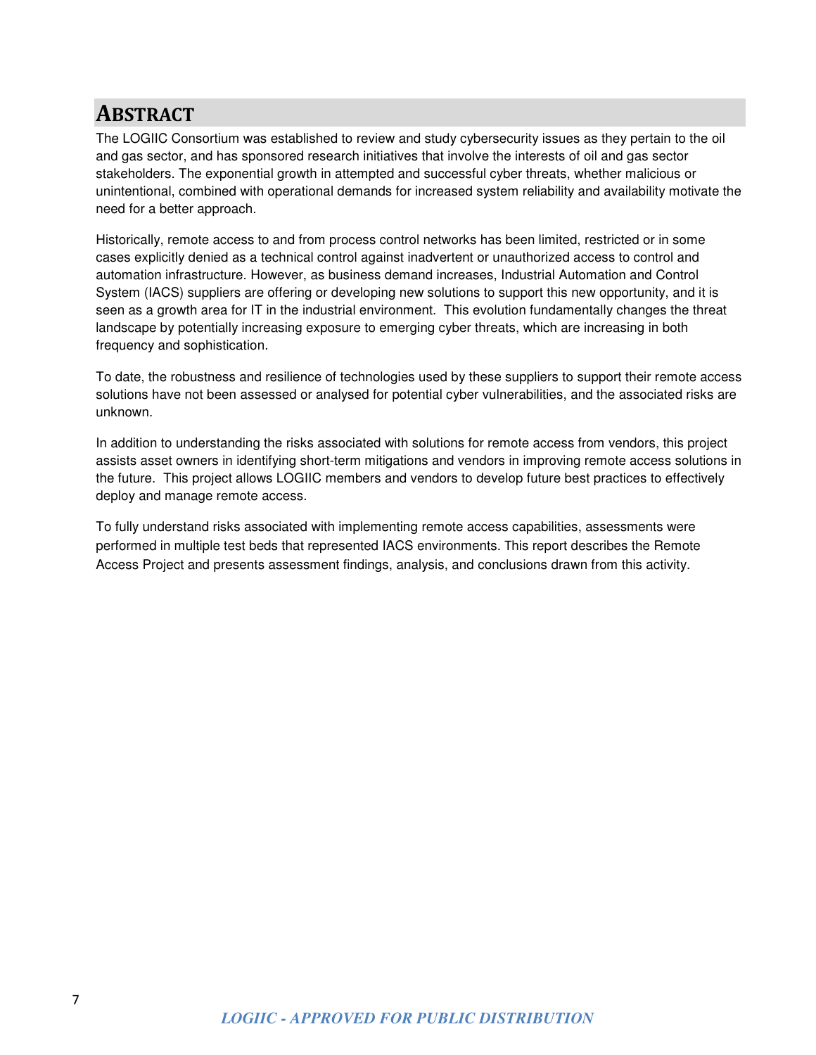# ABSTRACT

The LOGIIC Consortium was established to review and study cybersecurity issues as they pertain to the oil and gas sector, and has sponsored research initiatives that involve the interests of oil and gas sector stakeholders. The exponential growth in attempted and successful cyber threats, whether malicious or unintentional, combined with operational demands for increased system reliability and availability motivate the need for a better approach.

Historically, remote access to and from process control networks has been limited, restricted or in some cases explicitly denied as a technical control against inadvertent or unauthorized access to control and automation infrastructure. However, as business demand increases, Industrial Automation and Control System (IACS) suppliers are offering or developing new solutions to support this new opportunity, and it is seen as a growth area for IT in the industrial environment. This evolution fundamentally changes the threat landscape by potentially increasing exposure to emerging cyber threats, which are increasing in both frequency and sophistication.

To date, the robustness and resilience of technologies used by these suppliers to support their remote access solutions have not been assessed or analysed for potential cyber vulnerabilities, and the associated risks are unknown.

In addition to understanding the risks associated with solutions for remote access from vendors, this project assists asset owners in identifying short-term mitigations and vendors in improving remote access solutions in the future. This project allows LOGIIC members and vendors to develop future best practices to effectively deploy and manage remote access.

To fully understand risks associated with implementing remote access capabilities, assessments were performed in multiple test beds that represented IACS environments. This report describes the Remote Access Project and presents assessment findings, analysis, and conclusions drawn from this activity.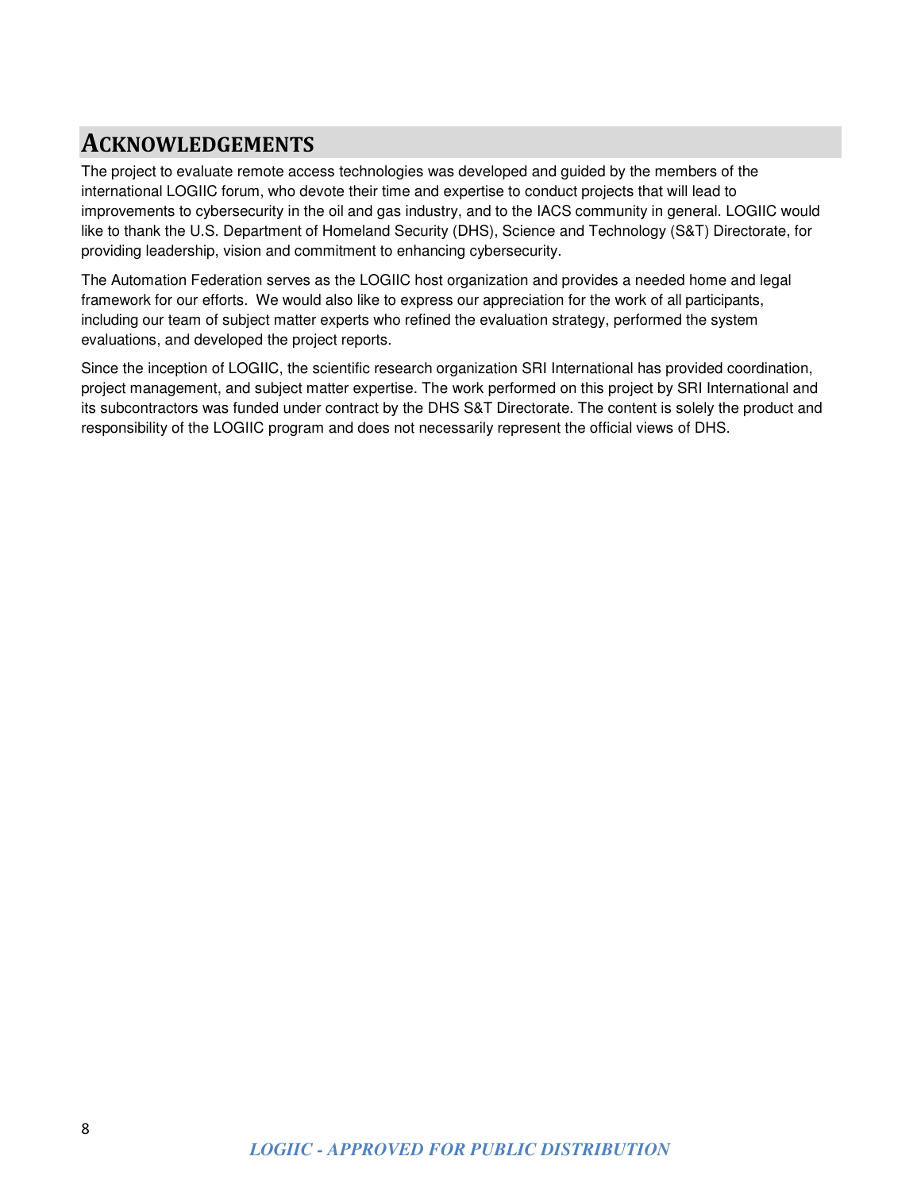# ACKNOWLEDGEMENTS

The project to evaluate remote access technologies was developed and guided by the members of the international LOGIIC forum, who devote their time and expertise to conduct projects that will lead to improvements to cybersecurity in the oil and gas industry, and to the IACS community in general. LOGIIC would like to thank the U.S. Department of Homeland Security (DHS), Science and Technology (S&T) Directorate, for providing leadership, vision and commitment to enhancing cybersecurity.

The Automation Federation serves as the LOGIIC host organization and provides a needed home and legal framework for our efforts. We would also like to express our appreciation for the work of all participants, including our team of subject matter experts who refined the evaluation strategy, performed the system evaluations, and developed the project reports.

Since the inception of LOGIIC, the scientific research organization SRI International has provided coordination, project management, and subject matter expertise. The work performed on this project by SRI International and its subcontractors was funded under contract by the DHS S&T Directorate. The content is solely the product and responsibility of the LOGIIC program and does not necessarily represent the official views of DHS.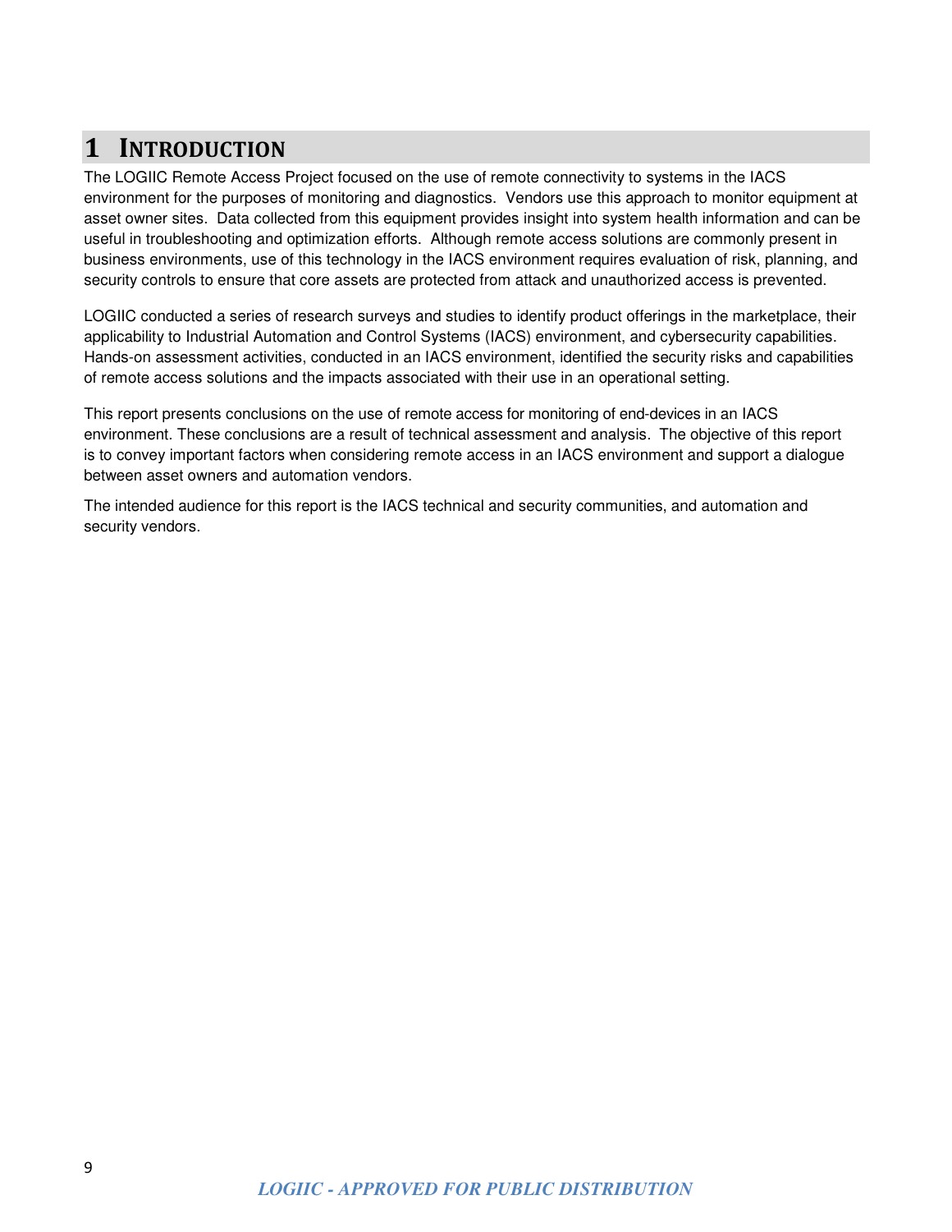# 1 INTRODUCTION

The LOGIIC Remote Access Project focused on the use of remote connectivity to systems in the IACS environment for the purposes of monitoring and diagnostics. Vendors use this approach to monitor equipment at asset owner sites. Data collected from this equipment provides insight into system health information and can be useful in troubleshooting and optimization efforts. Although remote access solutions are commonly present in business environments, use of this technology in the IACS environment requires evaluation of risk, planning, and security controls to ensure that core assets are protected from attack and unauthorized access is prevented.

LOGIIC conducted a series of research surveys and studies to identify product offerings in the marketplace, their applicability to Industrial Automation and Control Systems (IACS) environment, and cybersecurity capabilities. Hands-on assessment activities, conducted in an IACS environment, identified the security risks and capabilities of remote access solutions and the impacts associated with their use in an operational setting.

This report presents conclusions on the use of remote access for monitoring of end-devices in an IACS environment. These conclusions are a result of technical assessment and analysis. The objective of this report is to convey important factors when considering remote access in an IACS environment and support a dialogue between asset owners and automation vendors.

The intended audience for this report is the IACS technical and security communities, and automation and security vendors.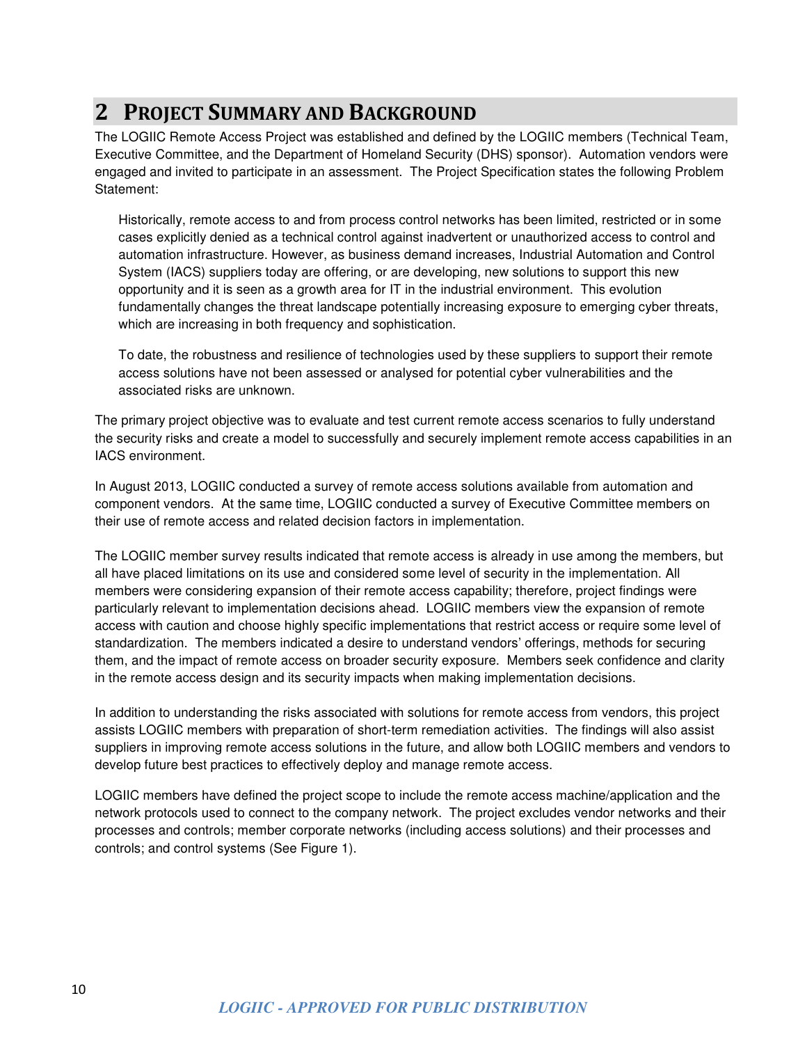## 2 Project Summary and Background

The LOGIIC Remote Access Project was established and defined by the LOGIIC members (Technical Team, Executive Committee, and the Department of Homeland Security (DHS) sponsor). Automation vendors were engaged and invited to participate in an assessment. The Project Specification states the following Problem Statement:

> Historically, remote access to and from process control networks has been limited, restricted or in some cases explicitly denied as a technical control against inadvertent or unauthorized access to control and automation infrastructure. However, as business demand increases, Industrial Automation and Control System (IACS) suppliers today are offering, or are developing, new solutions to support this new opportunity and it is seen as a growth area for IT in the industrial environment. This evolution fundamentally changes the threat landscape potentially increasing exposure to emerging cyber threats, which are increasing in both frequency and sophistication.
>
> To date, the robustness and resilience of technologies used by these suppliers to support their remote access solutions have not been assessed or analysed for potential cyber vulnerabilities and the associated risks are unknown.

The primary project objective was to evaluate and test current remote access scenarios to fully understand the security risks and create a model to successfully and securely implement remote access capabilities in an IACS environment.

In August 2013, LOGIIC conducted a survey of remote access solutions available from automation and component vendors. At the same time, LOGIIC conducted a survey of Executive Committee members on their use of remote access and related decision factors in implementation.

The LOGIIC member survey results indicated that remote access is already in use among the members, but all have placed limitations on its use and considered some level of security in the implementation. All members were considering expansion of their remote access capability; therefore, project findings were particularly relevant to implementation decisions ahead. LOGIIC members view the expansion of remote access with caution and choose highly specific implementations that restrict access or require some level of standardization. The members indicated a desire to understand vendors' offerings, methods for securing them, and the impact of remote access on broader security exposure. Members seek confidence and clarity in the remote access design and its security impacts when making implementation decisions.

In addition to understanding the risks associated with solutions for remote access from vendors, this project assists LOGIIC members with preparation of short-term remediation activities. The findings will also assist suppliers in improving remote access solutions in the future, and allow both LOGIIC members and vendors to develop future best practices to effectively deploy and manage remote access.

LOGIIC members have defined the project scope to include the remote access machine/application and the network protocols used to connect to the company network. The project excludes vendor networks and their processes and controls; member corporate networks (including access solutions) and their processes and controls; and control systems (See Figure 1).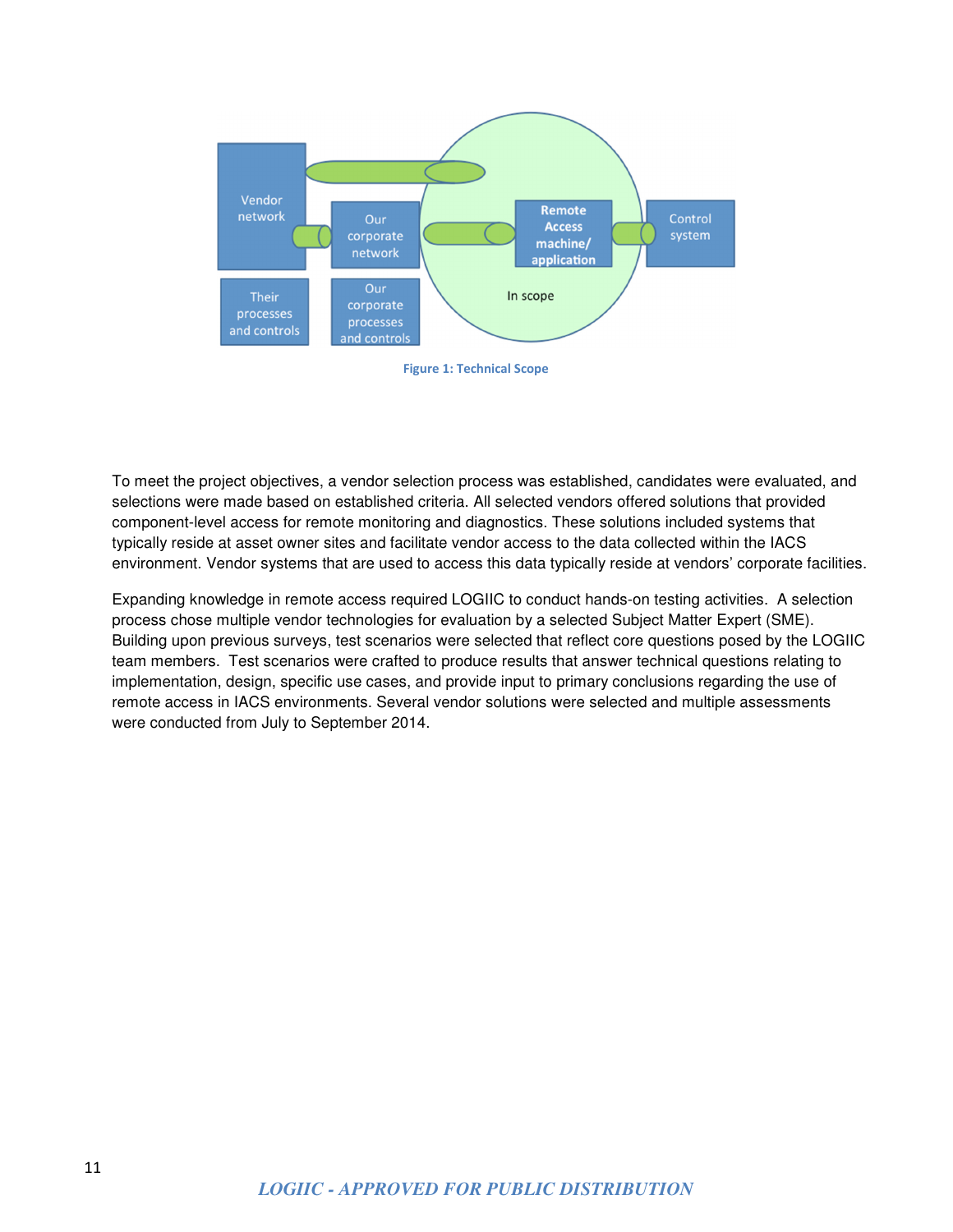Figure 1: Technical Scope

To meet the project objectives, a vendor selection process was established, candidates were evaluated, and selections were made based on established criteria. All selected vendors offered solutions that provided component-level access for remote monitoring and diagnostics. These solutions included systems that typically reside at asset owner sites and facilitate vendor access to the data collected within the IACS environment. Vendor systems that are used to access this data typically reside at vendors' corporate facilities.

Expanding knowledge in remote access required LOGIIC to conduct hands-on testing activities. A selection process chose multiple vendor technologies for evaluation by a selected Subject Matter Expert (SME). Building upon previous surveys, test scenarios were selected that reflect core questions posed by the LOGIIC team members. Test scenarios were crafted to produce results that answer technical questions relating to implementation, design, specific use cases, and provide input to primary conclusions regarding the use of remote access in IACS environments. Several vendor solutions were selected and multiple assessments were conducted from July to September 2014.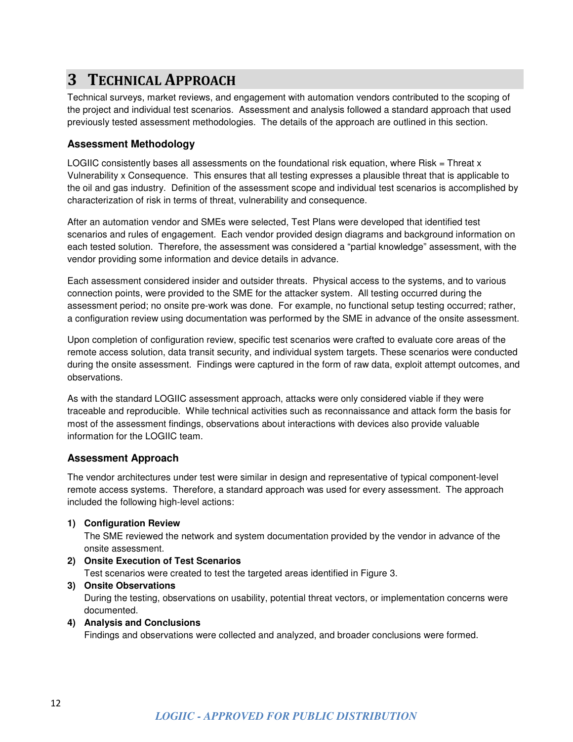# 3 TECHNICAL APPROACH

Technical surveys, market reviews, and engagement with automation vendors contributed to the scoping of the project and individual test scenarios. Assessment and analysis followed a standard approach that used previously tested assessment methodologies. The details of the approach are outlined in this section.

### Assessment Methodology

LOGIIC consistently bases all assessments on the foundational risk equation, where Risk = Threat x Vulnerability x Consequence. This ensures that all testing expresses a plausible threat that is applicable to the oil and gas industry. Definition of the assessment scope and individual test scenarios is accomplished by characterization of risk in terms of threat, vulnerability and consequence.

After an automation vendor and SMEs were selected, Test Plans were developed that identified test scenarios and rules of engagement. Each vendor provided design diagrams and background information on each tested solution. Therefore, the assessment was considered a "partial knowledge" assessment, with the vendor providing some information and device details in advance.

Each assessment considered insider and outsider threats. Physical access to the systems, and to various connection points, were provided to the SME for the attacker system. All testing occurred during the assessment period; no onsite pre-work was done. For example, no functional setup testing occurred; rather, a configuration review using documentation was performed by the SME in advance of the onsite assessment.

Upon completion of configuration review, specific test scenarios were crafted to evaluate core areas of the remote access solution, data transit security, and individual system targets. These scenarios were conducted during the onsite assessment. Findings were captured in the form of raw data, exploit attempt outcomes, and observations.

As with the standard LOGIIC assessment approach, attacks were only considered viable if they were traceable and reproducible. While technical activities such as reconnaissance and attack form the basis for most of the assessment findings, observations about interactions with devices also provide valuable information for the LOGIIC team.

### Assessment Approach

The vendor architectures under test were similar in design and representative of typical component-level remote access systems. Therefore, a standard approach was used for every assessment. The approach included the following high-level actions:

1) **Configuration Review**
   The SME reviewed the network and system documentation provided by the vendor in advance of the onsite assessment.
2) **Onsite Execution of Test Scenarios**
   Test scenarios were created to test the targeted areas identified in Figure 3.
3) **Onsite Observations**
   During the testing, observations on usability, potential threat vectors, or implementation concerns were documented.
4) **Analysis and Conclusions**
   Findings and observations were collected and analyzed, and broader conclusions were formed.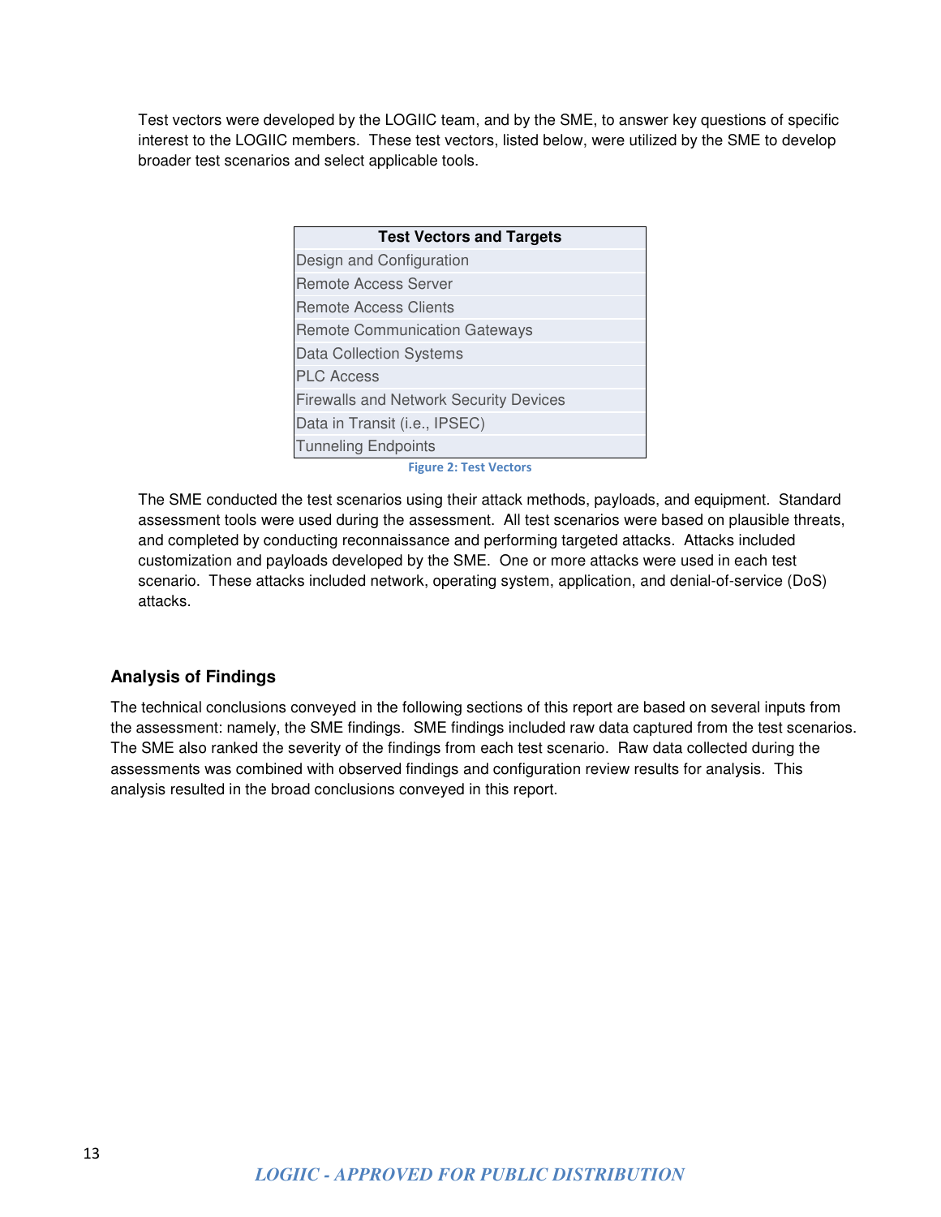Test vectors were developed by the LOGIIC team, and by the SME, to answer key questions of specific interest to the LOGIIC members. These test vectors, listed below, were utilized by the SME to develop broader test scenarios and select applicable tools.

| Test Vectors and Targets |
| --- |
| Design and Configuration |
| Remote Access Server |
| Remote Access Clients |
| Remote Communication Gateways |
| Data Collection Systems |
| PLC Access |
| Firewalls and Network Security Devices |
| Data in Transit (i.e., IPSEC) |
| Tunneling Endpoints |

**Figure 2: Test Vectors**

The SME conducted the test scenarios using their attack methods, payloads, and equipment. Standard assessment tools were used during the assessment. All test scenarios were based on plausible threats, and completed by conducting reconnaissance and performing targeted attacks. Attacks included customization and payloads developed by the SME. One or more attacks were used in each test scenario. These attacks included network, operating system, application, and denial-of-service (DoS) attacks.

### Analysis of Findings

The technical conclusions conveyed in the following sections of this report are based on several inputs from the assessment: namely, the SME findings. SME findings included raw data captured from the test scenarios. The SME also ranked the severity of the findings from each test scenario. Raw data collected during the assessments was combined with observed findings and configuration review results for analysis. This analysis resulted in the broad conclusions conveyed in this report.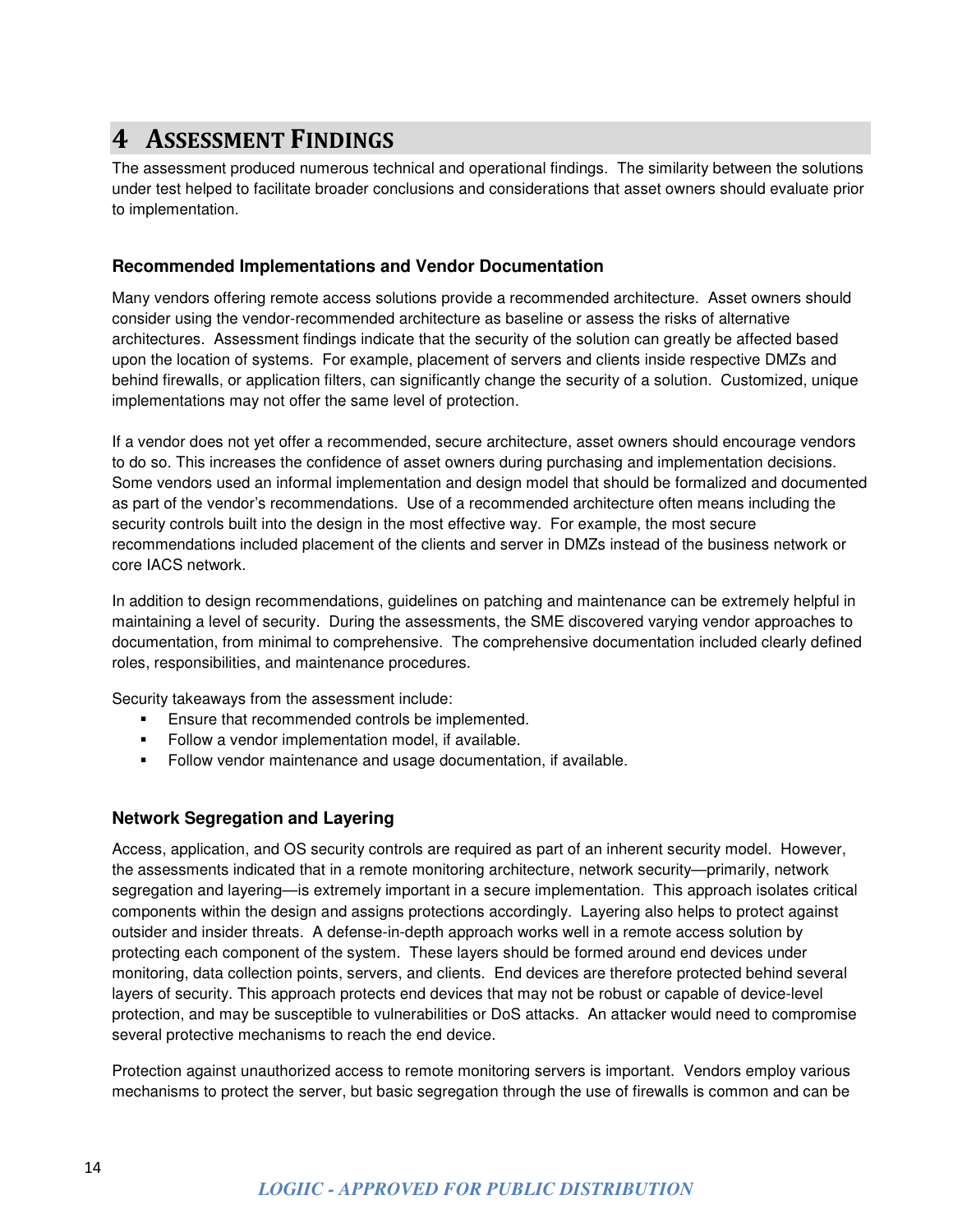# 4 Assessment Findings

The assessment produced numerous technical and operational findings. The similarity between the solutions under test helped to facilitate broader conclusions and considerations that asset owners should evaluate prior to implementation.

### Recommended Implementations and Vendor Documentation

Many vendors offering remote access solutions provide a recommended architecture. Asset owners should consider using the vendor-recommended architecture as baseline or assess the risks of alternative architectures. Assessment findings indicate that the security of the solution can greatly be affected based upon the location of systems. For example, placement of servers and clients inside respective DMZs and behind firewalls, or application filters, can significantly change the security of a solution. Customized, unique implementations may not offer the same level of protection.

If a vendor does not yet offer a recommended, secure architecture, asset owners should encourage vendors to do so. This increases the confidence of asset owners during purchasing and implementation decisions. Some vendors used an informal implementation and design model that should be formalized and documented as part of the vendor's recommendations. Use of a recommended architecture often means including the security controls built into the design in the most effective way. For example, the most secure recommendations included placement of the clients and server in DMZs instead of the business network or core IACS network.

In addition to design recommendations, guidelines on patching and maintenance can be extremely helpful in maintaining a level of security. During the assessments, the SME discovered varying vendor approaches to documentation, from minimal to comprehensive. The comprehensive documentation included clearly defined roles, responsibilities, and maintenance procedures.

Security takeaways from the assessment include:

- Ensure that recommended controls be implemented.
- Follow a vendor implementation model, if available.
- Follow vendor maintenance and usage documentation, if available.

### Network Segregation and Layering

Access, application, and OS security controls are required as part of an inherent security model. However, the assessments indicated that in a remote monitoring architecture, network security—primarily, network segregation and layering—is extremely important in a secure implementation. This approach isolates critical components within the design and assigns protections accordingly. Layering also helps to protect against outsider and insider threats. A defense-in-depth approach works well in a remote access solution by protecting each component of the system. These layers should be formed around end devices under monitoring, data collection points, servers, and clients. End devices are therefore protected behind several layers of security. This approach protects end devices that may not be robust or capable of device-level protection, and may be susceptible to vulnerabilities or DoS attacks. An attacker would need to compromise several protective mechanisms to reach the end device.

Protection against unauthorized access to remote monitoring servers is important. Vendors employ various mechanisms to protect the server, but basic segregation through the use of firewalls is common and can be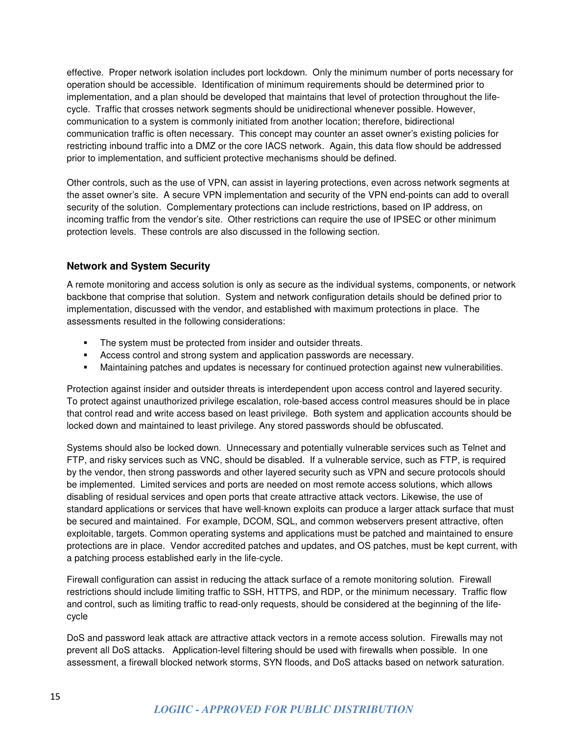effective. Proper network isolation includes port lockdown. Only the minimum number of ports necessary for operation should be accessible. Identification of minimum requirements should be determined prior to implementation, and a plan should be developed that maintains that level of protection throughout the life-cycle. Traffic that crosses network segments should be unidirectional whenever possible. However, communication to a system is commonly initiated from another location; therefore, bidirectional communication traffic is often necessary. This concept may counter an asset owner's existing policies for restricting inbound traffic into a DMZ or the core IACS network. Again, this data flow should be addressed prior to implementation, and sufficient protective mechanisms should be defined.

Other controls, such as the use of VPN, can assist in layering protections, even across network segments at the asset owner's site. A secure VPN implementation and security of the VPN end-points can add to overall security of the solution. Complementary protections can include restrictions, based on IP address, on incoming traffic from the vendor's site. Other restrictions can require the use of IPSEC or other minimum protection levels. These controls are also discussed in the following section.

### Network and System Security

A remote monitoring and access solution is only as secure as the individual systems, components, or network backbone that comprise that solution. System and network configuration details should be defined prior to implementation, discussed with the vendor, and established with maximum protections in place. The assessments resulted in the following considerations:

- The system must be protected from insider and outsider threats.
- Access control and strong system and application passwords are necessary.
- Maintaining patches and updates is necessary for continued protection against new vulnerabilities.

Protection against insider and outsider threats is interdependent upon access control and layered security. To protect against unauthorized privilege escalation, role-based access control measures should be in place that control read and write access based on least privilege. Both system and application accounts should be locked down and maintained to least privilege. Any stored passwords should be obfuscated.

Systems should also be locked down. Unnecessary and potentially vulnerable services such as Telnet and FTP, and risky services such as VNC, should be disabled. If a vulnerable service, such as FTP, is required by the vendor, then strong passwords and other layered security such as VPN and secure protocols should be implemented. Limited services and ports are needed on most remote access solutions, which allows disabling of residual services and open ports that create attractive attack vectors. Likewise, the use of standard applications or services that have well-known exploits can produce a larger attack surface that must be secured and maintained. For example, DCOM, SQL, and common webservers present attractive, often exploitable, targets. Common operating systems and applications must be patched and maintained to ensure protections are in place. Vendor accredited patches and updates, and OS patches, must be kept current, with a patching process established early in the life-cycle.

Firewall configuration can assist in reducing the attack surface of a remote monitoring solution. Firewall restrictions should include limiting traffic to SSH, HTTPS, and RDP, or the minimum necessary. Traffic flow and control, such as limiting traffic to read-only requests, should be considered at the beginning of the life-cycle

DoS and password leak attack are attractive attack vectors in a remote access solution. Firewalls may not prevent all DoS attacks. Application-level filtering should be used with firewalls when possible. In one assessment, a firewall blocked network storms, SYN floods, and DoS attacks based on network saturation.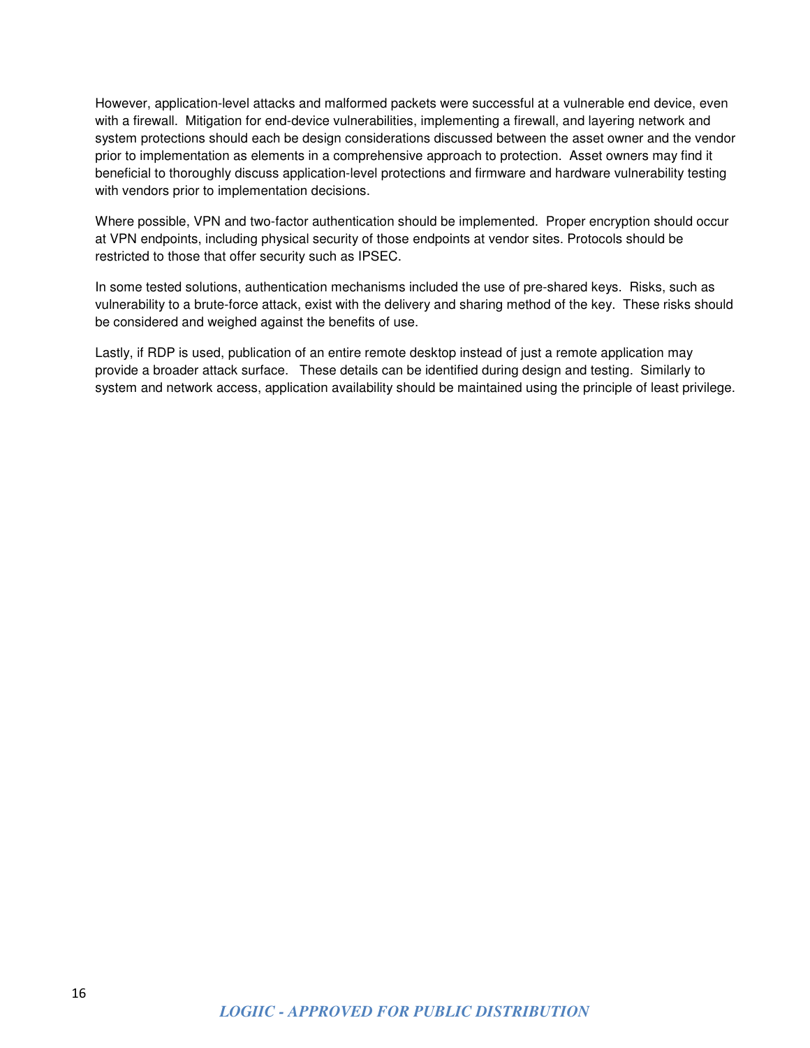However, application-level attacks and malformed packets were successful at a vulnerable end device, even with a firewall. Mitigation for end-device vulnerabilities, implementing a firewall, and layering network and system protections should each be design considerations discussed between the asset owner and the vendor prior to implementation as elements in a comprehensive approach to protection. Asset owners may find it beneficial to thoroughly discuss application-level protections and firmware and hardware vulnerability testing with vendors prior to implementation decisions.

Where possible, VPN and two-factor authentication should be implemented. Proper encryption should occur at VPN endpoints, including physical security of those endpoints at vendor sites. Protocols should be restricted to those that offer security such as IPSEC.

In some tested solutions, authentication mechanisms included the use of pre-shared keys. Risks, such as vulnerability to a brute-force attack, exist with the delivery and sharing method of the key. These risks should be considered and weighed against the benefits of use.

Lastly, if RDP is used, publication of an entire remote desktop instead of just a remote application may provide a broader attack surface. These details can be identified during design and testing. Similarly to system and network access, application availability should be maintained using the principle of least privilege.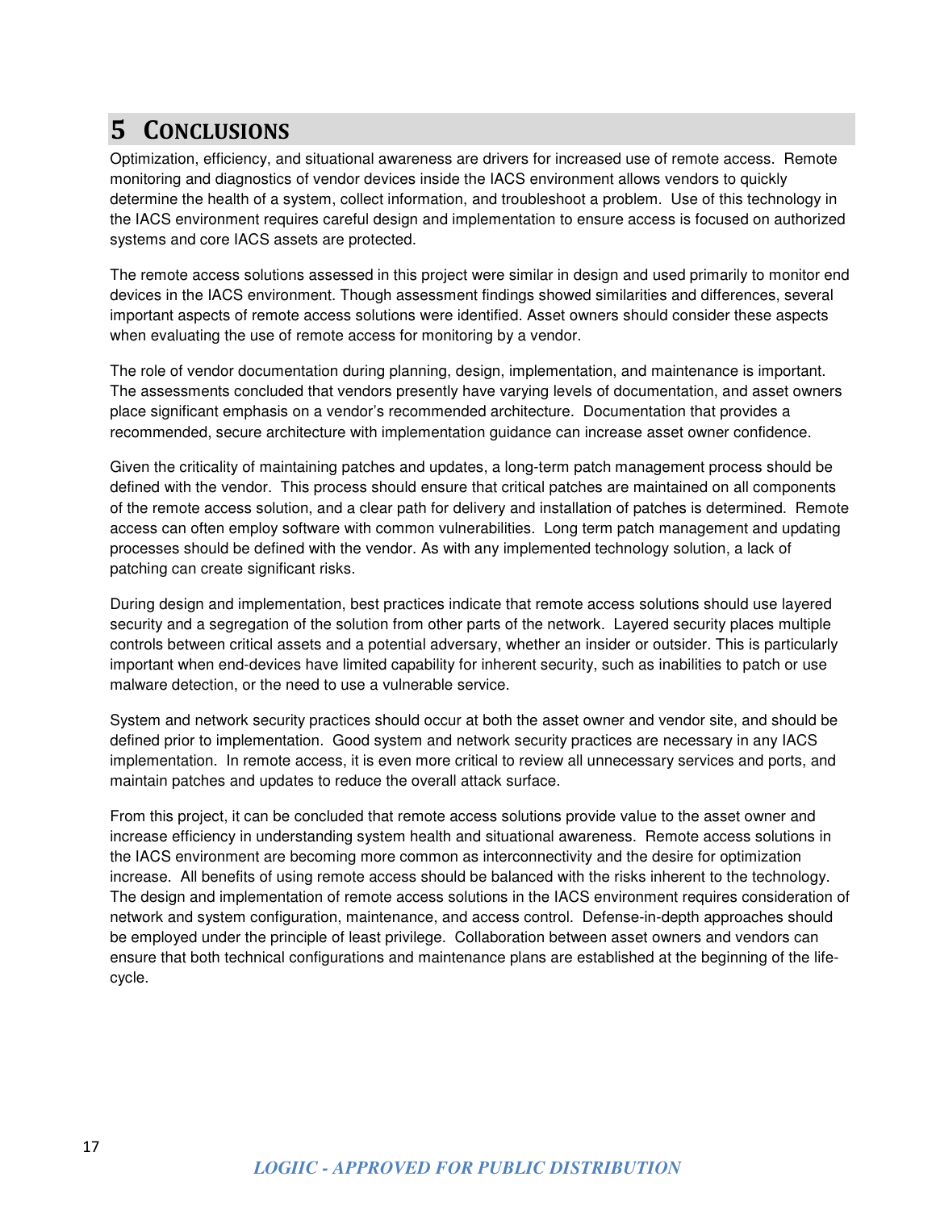# 5 Conclusions

Optimization, efficiency, and situational awareness are drivers for increased use of remote access. Remote monitoring and diagnostics of vendor devices inside the IACS environment allows vendors to quickly determine the health of a system, collect information, and troubleshoot a problem. Use of this technology in the IACS environment requires careful design and implementation to ensure access is focused on authorized systems and core IACS assets are protected.

The remote access solutions assessed in this project were similar in design and used primarily to monitor end devices in the IACS environment. Though assessment findings showed similarities and differences, several important aspects of remote access solutions were identified. Asset owners should consider these aspects when evaluating the use of remote access for monitoring by a vendor.

The role of vendor documentation during planning, design, implementation, and maintenance is important. The assessments concluded that vendors presently have varying levels of documentation, and asset owners place significant emphasis on a vendor's recommended architecture. Documentation that provides a recommended, secure architecture with implementation guidance can increase asset owner confidence.

Given the criticality of maintaining patches and updates, a long-term patch management process should be defined with the vendor. This process should ensure that critical patches are maintained on all components of the remote access solution, and a clear path for delivery and installation of patches is determined. Remote access can often employ software with common vulnerabilities. Long term patch management and updating processes should be defined with the vendor. As with any implemented technology solution, a lack of patching can create significant risks.

During design and implementation, best practices indicate that remote access solutions should use layered security and a segregation of the solution from other parts of the network. Layered security places multiple controls between critical assets and a potential adversary, whether an insider or outsider. This is particularly important when end-devices have limited capability for inherent security, such as inabilities to patch or use malware detection, or the need to use a vulnerable service.

System and network security practices should occur at both the asset owner and vendor site, and should be defined prior to implementation. Good system and network security practices are necessary in any IACS implementation. In remote access, it is even more critical to review all unnecessary services and ports, and maintain patches and updates to reduce the overall attack surface.

From this project, it can be concluded that remote access solutions provide value to the asset owner and increase efficiency in understanding system health and situational awareness. Remote access solutions in the IACS environment are becoming more common as interconnectivity and the desire for optimization increase. All benefits of using remote access should be balanced with the risks inherent to the technology. The design and implementation of remote access solutions in the IACS environment requires consideration of network and system configuration, maintenance, and access control. Defense-in-depth approaches should be employed under the principle of least privilege. Collaboration between asset owners and vendors can ensure that both technical configurations and maintenance plans are established at the beginning of the life-cycle.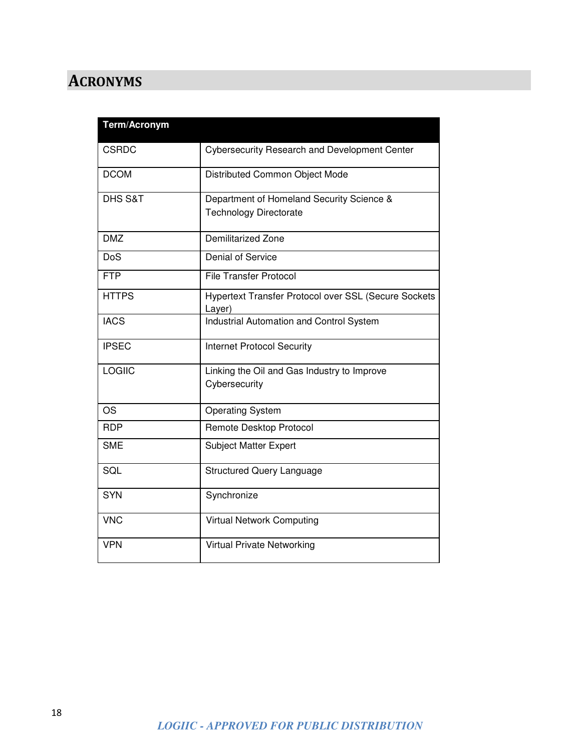## ACRONYMS

| Term/Acronym | |
|---|---|
| CSRDC | Cybersecurity Research and Development Center |
| DCOM | Distributed Common Object Mode |
| DHS S&T | Department of Homeland Security Science & Technology Directorate |
| DMZ | Demilitarized Zone |
| DoS | Denial of Service |
| FTP | File Transfer Protocol |
| HTTPS | Hypertext Transfer Protocol over SSL (Secure Sockets Layer) |
| IACS | Industrial Automation and Control System |
| IPSEC | Internet Protocol Security |
| LOGIIC | Linking the Oil and Gas Industry to Improve Cybersecurity |
| OS | Operating System |
| RDP | Remote Desktop Protocol |
| SME | Subject Matter Expert |
| SQL | Structured Query Language |
| SYN | Synchronize |
| VNC | Virtual Network Computing |
| VPN | Virtual Private Networking |